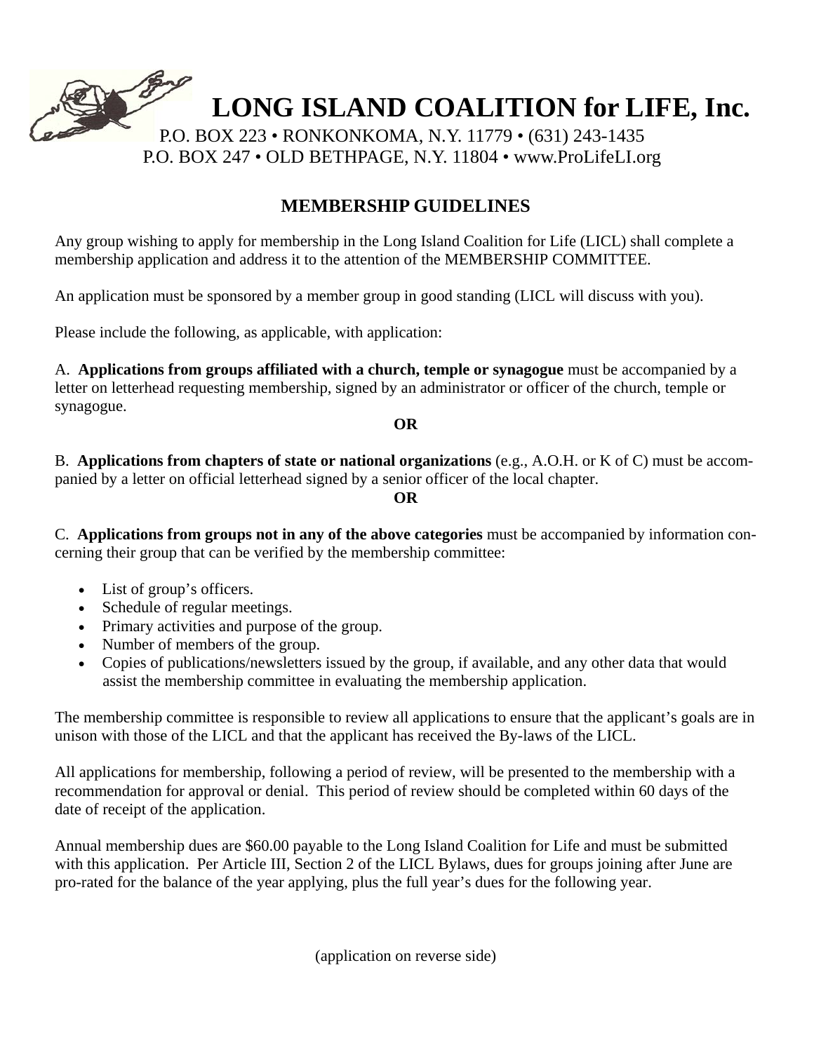# LONG ISLAND COALITION for LIFE, Inc.

P.O. BOX 223 • RONKONKOMA, N.Y. 11779 • (631) 243-1435
P.O. BOX 247 • OLD BETHPAGE, N.Y. 11804 • www.ProLifeLI.org

## MEMBERSHIP GUIDELINES

Any group wishing to apply for membership in the Long Island Coalition for Life (LICL) shall complete a membership application and address it to the attention of the MEMBERSHIP COMMITTEE.

An application must be sponsored by a member group in good standing (LICL will discuss with you).

Please include the following, as applicable, with application:

A. **Applications from groups affiliated with a church, temple or synagogue** must be accompanied by a letter on letterhead requesting membership, signed by an administrator or officer of the church, temple or synagogue.

**OR**

B. **Applications from chapters of state or national organizations** (e.g., A.O.H. or K of C) must be accompanied by a letter on official letterhead signed by a senior officer of the local chapter.

**OR**

C. **Applications from groups not in any of the above categories** must be accompanied by information concerning their group that can be verified by the membership committee:

- List of group's officers.
- Schedule of regular meetings.
- Primary activities and purpose of the group.
- Number of members of the group.
- Copies of publications/newsletters issued by the group, if available, and any other data that would assist the membership committee in evaluating the membership application.

The membership committee is responsible to review all applications to ensure that the applicant's goals are in unison with those of the LICL and that the applicant has received the By-laws of the LICL.

All applications for membership, following a period of review, will be presented to the membership with a recommendation for approval or denial. This period of review should be completed within 60 days of the date of receipt of the application.

Annual membership dues are $60.00 payable to the Long Island Coalition for Life and must be submitted with this application. Per Article III, Section 2 of the LICL Bylaws, dues for groups joining after June are pro-rated for the balance of the year applying, plus the full year's dues for the following year.

(application on reverse side)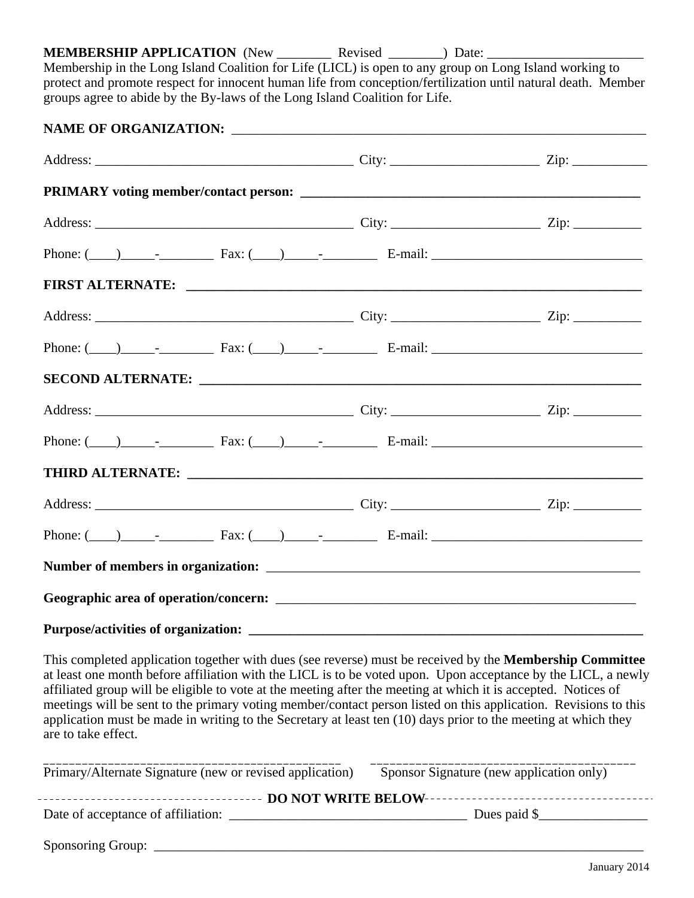**MEMBERSHIP APPLICATION** (New ________ Revised ________) Date: _______________________

Membership in the Long Island Coalition for Life (LICL) is open to any group on Long Island working to protect and promote respect for innocent human life from conception/fertilization until natural death. Member groups agree to abide by the By-laws of the Long Island Coalition for Life.

**NAME OF ORGANIZATION:** _______________________________________________________________

Address: ______________________________________ City: _____________________ Zip: ___________

**PRIMARY voting member/contact person:** _______________________________________________

Address: ______________________________________ City: _____________________ Zip: __________

Phone: (____)_____-________ Fax: (____)_____-________ E-mail: ______________________________

**FIRST ALTERNATE:** ____________________________________________________________________

Address: ______________________________________ City: _____________________ Zip: __________

Phone: (____)_____-________ Fax: (____)_____-________ E-mail: ______________________________

**SECOND ALTERNATE:** __________________________________________________________________

Address: ______________________________________ City: _____________________ Zip: __________

Phone: (____)_____-________ Fax: (____)_____-________ E-mail: ______________________________

**THIRD ALTERNATE:** ____________________________________________________________________

Address: ______________________________________ City: _____________________ Zip: __________

Phone: (____)_____-________ Fax: (____)_____-________ E-mail: ______________________________

**Number of members in organization:** _________________________________________________________

**Geographic area of operation/concern:** ______________________________________________________

**Purpose/activities of organization:** _________________________________________________________

This completed application together with dues (see reverse) must be received by the **Membership Committee** at least one month before affiliation with the LICL is to be voted upon. Upon acceptance by the LICL, a newly affiliated group will be eligible to vote at the meeting after the meeting at which it is accepted. Notices of meetings will be sent to the primary voting member/contact person listed on this application. Revisions to this application must be made in writing to the Secretary at least ten (10) days prior to the meeting at which they are to take effect.

_____________________________________________ _____________________________________

Primary/Alternate Signature (new or revised application) Sponsor Signature (new application only)

**DO NOT WRITE BELOW**

Date of acceptance of affiliation: __________________________________ Dues paid $________________

Sponsoring Group: ________________________________________________________________________

January 2014